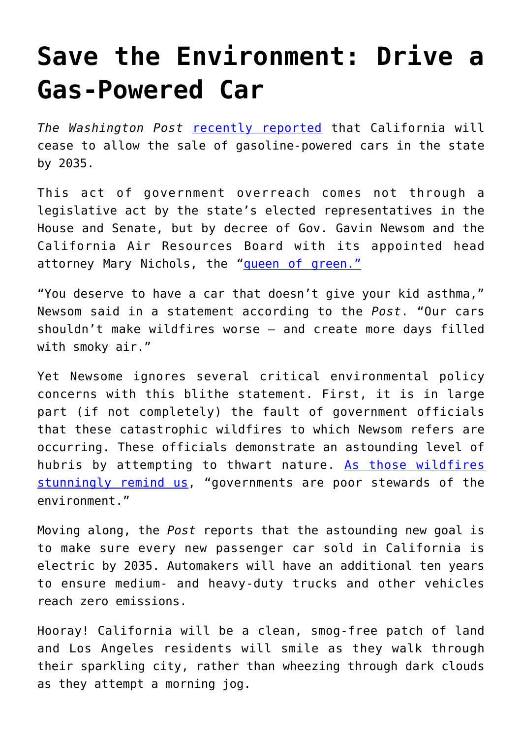# Save the Environment: Drive a Gas-Powered Car

*The Washington Post* recently reported that California will cease to allow the sale of gasoline-powered cars in the state by 2035.

This act of government overreach comes not through a legislative act by the state's elected representatives in the House and Senate, but by decree of Gov. Gavin Newsom and the California Air Resources Board with its appointed head attorney Mary Nichols, the "queen of green."

"You deserve to have a car that doesn't give your kid asthma," Newsom said in a statement according to the *Post*. "Our cars shouldn't make wildfires worse — and create more days filled with smoky air."

Yet Newsome ignores several critical environmental policy concerns with this blithe statement. First, it is in large part (if not completely) the fault of government officials that these catastrophic wildfires to which Newsom refers are occurring. These officials demonstrate an astounding level of hubris by attempting to thwart nature. As those wildfires stunningly remind us, "governments are poor stewards of the environment."

Moving along, the *Post* reports that the astounding new goal is to make sure every new passenger car sold in California is electric by 2035. Automakers will have an additional ten years to ensure medium- and heavy-duty trucks and other vehicles reach zero emissions.

Hooray! California will be a clean, smog-free patch of land and Los Angeles residents will smile as they walk through their sparkling city, rather than wheezing through dark clouds as they attempt a morning jog.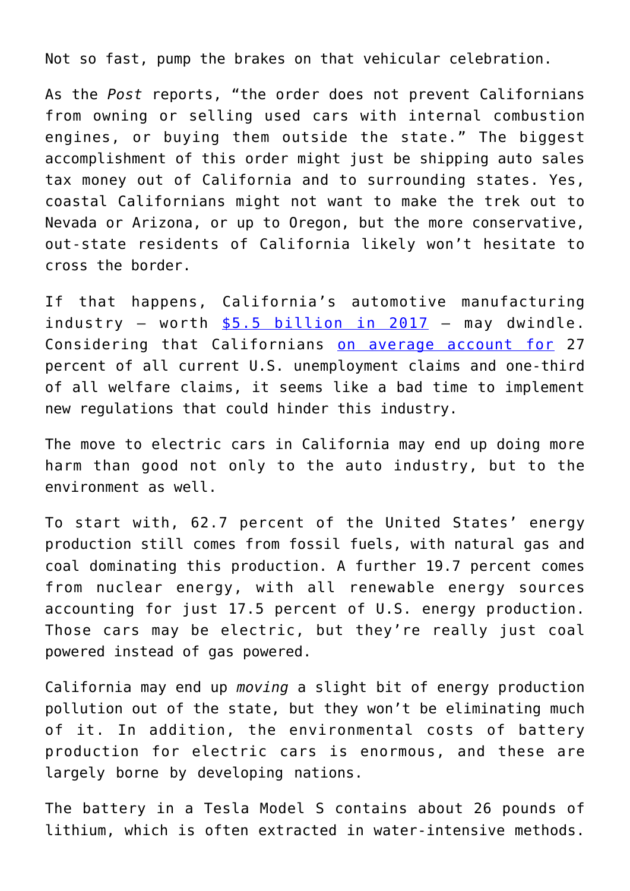Not so fast, pump the brakes on that vehicular celebration.

As the *Post* reports, "the order does not prevent Californians from owning or selling used cars with internal combustion engines, or buying them outside the state." The biggest accomplishment of this order might just be shipping auto sales tax money out of California and to surrounding states. Yes, coastal Californians might not want to make the trek out to Nevada or Arizona, or up to Oregon, but the more conservative, out-state residents of California likely won't hesitate to cross the border.

If that happens, California's automotive manufacturing industry – worth [$5.5 billion in 2017]() – may dwindle. Considering that Californians [on average account for]() 27 percent of all current U.S. unemployment claims and one-third of all welfare claims, it seems like a bad time to implement new regulations that could hinder this industry.

The move to electric cars in California may end up doing more harm than good not only to the auto industry, but to the environment as well.

To start with, 62.7 percent of the United States' energy production still comes from fossil fuels, with natural gas and coal dominating this production. A further 19.7 percent comes from nuclear energy, with all renewable energy sources accounting for just 17.5 percent of U.S. energy production. Those cars may be electric, but they're really just coal powered instead of gas powered.

California may end up *moving* a slight bit of energy production pollution out of the state, but they won't be eliminating much of it. In addition, the environmental costs of battery production for electric cars is enormous, and these are largely borne by developing nations.

The battery in a Tesla Model S contains about 26 pounds of lithium, which is often extracted in water-intensive methods.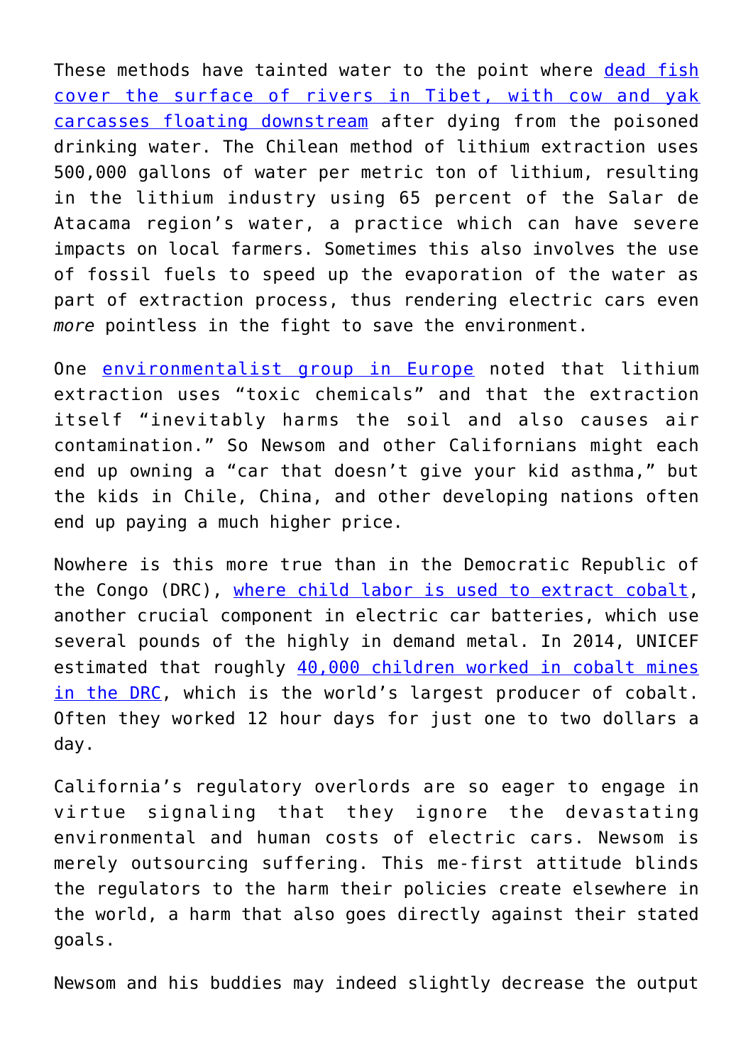These methods have tainted water to the point where dead fish cover the surface of rivers in Tibet, with cow and yak carcasses floating downstream after dying from the poisoned drinking water. The Chilean method of lithium extraction uses 500,000 gallons of water per metric ton of lithium, resulting in the lithium industry using 65 percent of the Salar de Atacama region's water, a practice which can have severe impacts on local farmers. Sometimes this also involves the use of fossil fuels to speed up the evaporation of the water as part of extraction process, thus rendering electric cars even *more* pointless in the fight to save the environment.

One environmentalist group in Europe noted that lithium extraction uses "toxic chemicals" and that the extraction itself "inevitably harms the soil and also causes air contamination." So Newsom and other Californians might each end up owning a "car that doesn't give your kid asthma," but the kids in Chile, China, and other developing nations often end up paying a much higher price.

Nowhere is this more true than in the Democratic Republic of the Congo (DRC), where child labor is used to extract cobalt, another crucial component in electric car batteries, which use several pounds of the highly in demand metal. In 2014, UNICEF estimated that roughly 40,000 children worked in cobalt mines in the DRC, which is the world's largest producer of cobalt. Often they worked 12 hour days for just one to two dollars a day.

California's regulatory overlords are so eager to engage in virtue signaling that they ignore the devastating environmental and human costs of electric cars. Newsom is merely outsourcing suffering. This me-first attitude blinds the regulators to the harm their policies create elsewhere in the world, a harm that also goes directly against their stated goals.

Newsom and his buddies may indeed slightly decrease the output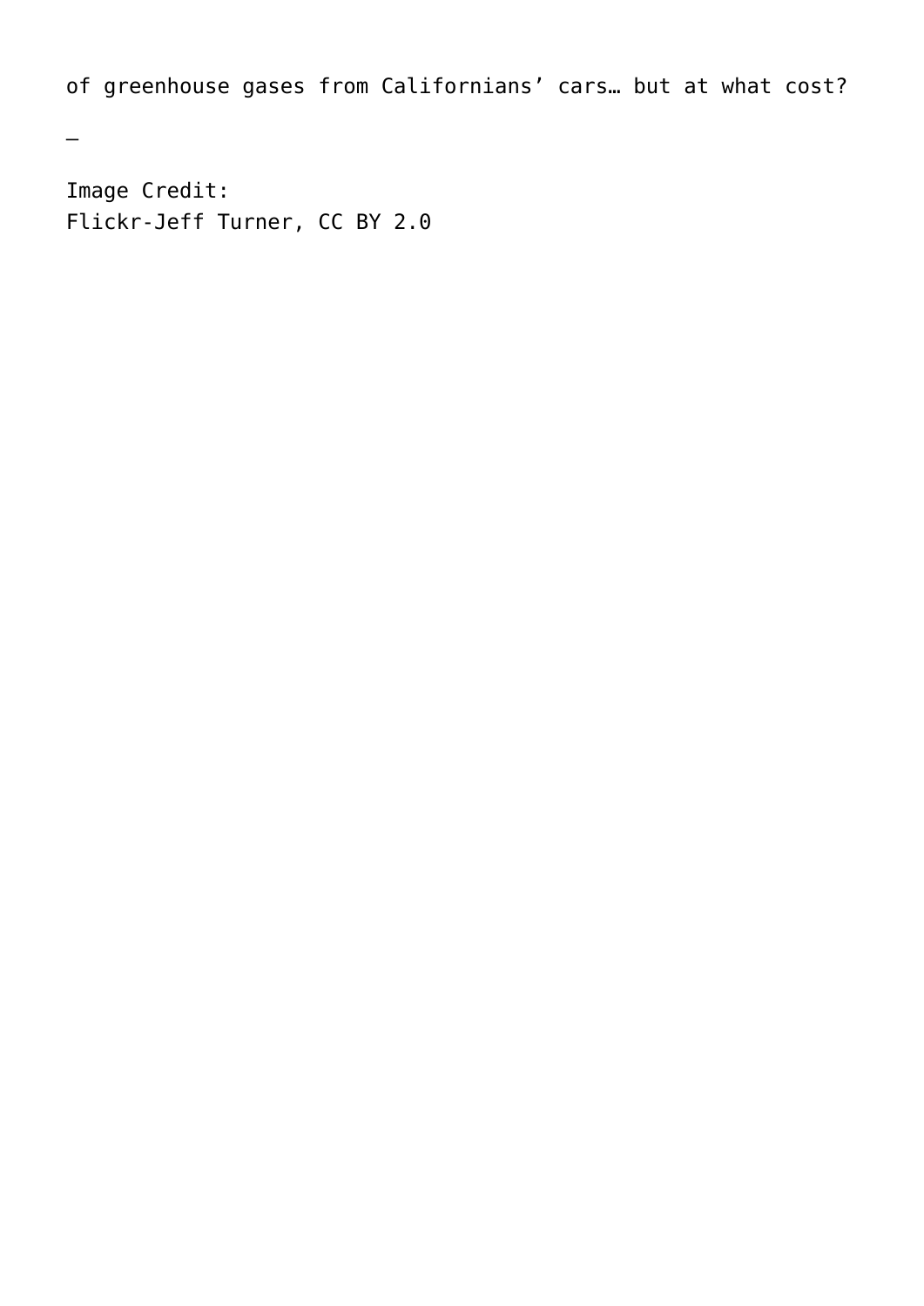of greenhouse gases from Californians' cars… but at what cost?

—

Image Credit:
Flickr-Jeff Turner, CC BY 2.0